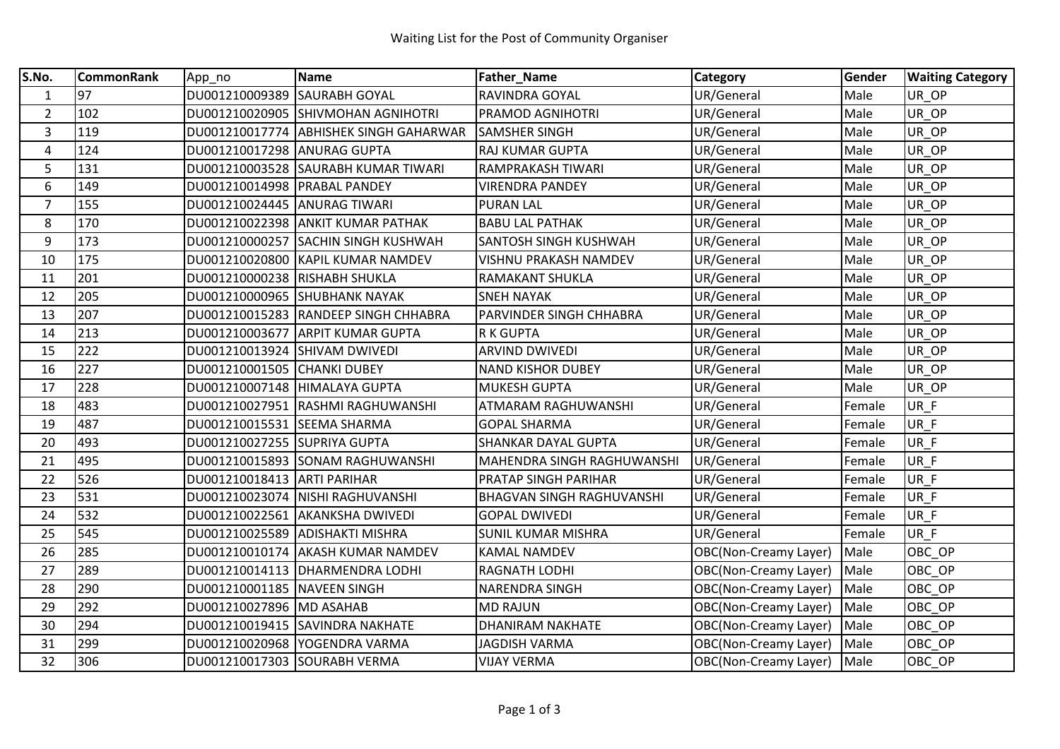Waiting List for the Post of Community Organiser

| S.No. | CommonRank | App_no | Name | Father_Name | Category | Gender | Waiting Category |
|---|---|---|---|---|---|---|---|
| 1 | 97 | DU001210009389 | SAURABH GOYAL | RAVINDRA GOYAL | UR/General | Male | UR_OP |
| 2 | 102 | DU001210020905 | SHIVMOHAN AGNIHOTRI | PRAMOD AGNIHOTRI | UR/General | Male | UR_OP |
| 3 | 119 | DU001210017774 | ABHISHEK SINGH GAHARWAR | SAMSHER SINGH | UR/General | Male | UR_OP |
| 4 | 124 | DU001210017298 | ANURAG GUPTA | RAJ KUMAR GUPTA | UR/General | Male | UR_OP |
| 5 | 131 | DU001210003528 | SAURABH KUMAR TIWARI | RAMPRAKASH TIWARI | UR/General | Male | UR_OP |
| 6 | 149 | DU001210014998 | PRABAL PANDEY | VIRENDRA PANDEY | UR/General | Male | UR_OP |
| 7 | 155 | DU001210024445 | ANURAG TIWARI | PURAN LAL | UR/General | Male | UR_OP |
| 8 | 170 | DU001210022398 | ANKIT KUMAR PATHAK | BABU LAL PATHAK | UR/General | Male | UR_OP |
| 9 | 173 | DU001210000257 | SACHIN SINGH KUSHWAH | SANTOSH SINGH KUSHWAH | UR/General | Male | UR_OP |
| 10 | 175 | DU001210020800 | KAPIL KUMAR NAMDEV | VISHNU PRAKASH NAMDEV | UR/General | Male | UR_OP |
| 11 | 201 | DU001210000238 | RISHABH SHUKLA | RAMAKANT SHUKLA | UR/General | Male | UR_OP |
| 12 | 205 | DU001210000965 | SHUBHANK NAYAK | SNEH NAYAK | UR/General | Male | UR_OP |
| 13 | 207 | DU001210015283 | RANDEEP SINGH CHHABRA | PARVINDER SINGH CHHABRA | UR/General | Male | UR_OP |
| 14 | 213 | DU001210003677 | ARPIT KUMAR GUPTA | R K GUPTA | UR/General | Male | UR_OP |
| 15 | 222 | DU001210013924 | SHIVAM DWIVEDI | ARVIND DWIVEDI | UR/General | Male | UR_OP |
| 16 | 227 | DU001210001505 | CHANKI DUBEY | NAND KISHOR DUBEY | UR/General | Male | UR_OP |
| 17 | 228 | DU001210007148 | HIMALAYA GUPTA | MUKESH GUPTA | UR/General | Male | UR_OP |
| 18 | 483 | DU001210027951 | RASHMI RAGHUWANSHI | ATMARAM RAGHUWANSHI | UR/General | Female | UR_F |
| 19 | 487 | DU001210015531 | SEEMA SHARMA | GOPAL SHARMA | UR/General | Female | UR_F |
| 20 | 493 | DU001210027255 | SUPRIYA GUPTA | SHANKAR DAYAL GUPTA | UR/General | Female | UR_F |
| 21 | 495 | DU001210015893 | SONAM RAGHUWANSHI | MAHENDRA SINGH RAGHUWANSHI | UR/General | Female | UR_F |
| 22 | 526 | DU001210018413 | ARTI PARIHAR | PRATAP SINGH PARIHAR | UR/General | Female | UR_F |
| 23 | 531 | DU001210023074 | NISHI RAGHUVANSHI | BHAGVAN SINGH RAGHUVANSHI | UR/General | Female | UR_F |
| 24 | 532 | DU001210022561 | AKANKSHA DWIVEDI | GOPAL DWIVEDI | UR/General | Female | UR_F |
| 25 | 545 | DU001210025589 | ADISHAKTI MISHRA | SUNIL KUMAR MISHRA | UR/General | Female | UR_F |
| 26 | 285 | DU001210010174 | AKASH KUMAR NAMDEV | KAMAL NAMDEV | OBC(Non-Creamy Layer) | Male | OBC_OP |
| 27 | 289 | DU001210014113 | DHARMENDRA LODHI | RAGNATH LODHI | OBC(Non-Creamy Layer) | Male | OBC_OP |
| 28 | 290 | DU001210001185 | NAVEEN SINGH | NARENDRA SINGH | OBC(Non-Creamy Layer) | Male | OBC_OP |
| 29 | 292 | DU001210027896 | MD ASAHAB | MD RAJUN | OBC(Non-Creamy Layer) | Male | OBC_OP |
| 30 | 294 | DU001210019415 | SAVINDRA NAKHATE | DHANIRAM NAKHATE | OBC(Non-Creamy Layer) | Male | OBC_OP |
| 31 | 299 | DU001210020968 | YOGENDRA VARMA | JAGDISH VARMA | OBC(Non-Creamy Layer) | Male | OBC_OP |
| 32 | 306 | DU001210017303 | SOURABH VERMA | VIJAY VERMA | OBC(Non-Creamy Layer) | Male | OBC_OP |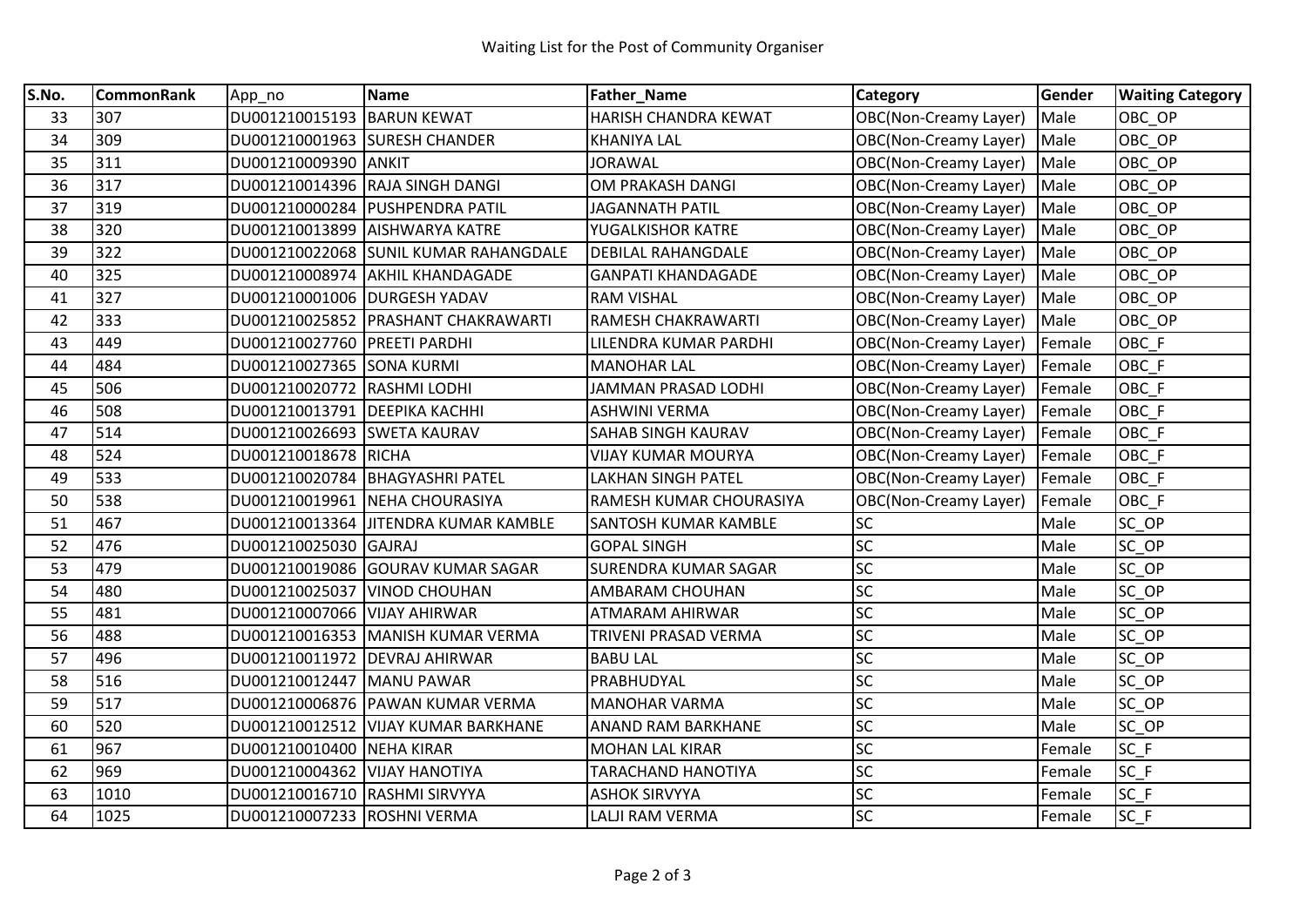Waiting List for the Post of Community Organiser

| S.No. | CommonRank | App_no | Name | Father_Name | Category | Gender | Waiting Category |
|---|---|---|---|---|---|---|---|
| 33 | 307 | DU001210015193 | BARUN KEWAT | HARISH CHANDRA KEWAT | OBC(Non-Creamy Layer) | Male | OBC_OP |
| 34 | 309 | DU001210001963 | SURESH CHANDER | KHANIYA LAL | OBC(Non-Creamy Layer) | Male | OBC_OP |
| 35 | 311 | DU001210009390 | ANKIT | JORAWAL | OBC(Non-Creamy Layer) | Male | OBC_OP |
| 36 | 317 | DU001210014396 | RAJA SINGH DANGI | OM PRAKASH DANGI | OBC(Non-Creamy Layer) | Male | OBC_OP |
| 37 | 319 | DU001210000284 | PUSHPENDRA PATIL | JAGANNATH PATIL | OBC(Non-Creamy Layer) | Male | OBC_OP |
| 38 | 320 | DU001210013899 | AISHWARYA KATRE | YUGALKISHOR KATRE | OBC(Non-Creamy Layer) | Male | OBC_OP |
| 39 | 322 | DU001210022068 | SUNIL KUMAR RAHANGDALE | DEBILAL RAHANGDALE | OBC(Non-Creamy Layer) | Male | OBC_OP |
| 40 | 325 | DU001210008974 | AKHIL KHANDAGADE | GANPATI KHANDAGADE | OBC(Non-Creamy Layer) | Male | OBC_OP |
| 41 | 327 | DU001210001006 | DURGESH YADAV | RAM VISHAL | OBC(Non-Creamy Layer) | Male | OBC_OP |
| 42 | 333 | DU001210025852 | PRASHANT CHAKRAWARTI | RAMESH CHAKRAWARTI | OBC(Non-Creamy Layer) | Male | OBC_OP |
| 43 | 449 | DU001210027760 | PREETI PARDHI | LILENDRA KUMAR PARDHI | OBC(Non-Creamy Layer) | Female | OBC_F |
| 44 | 484 | DU001210027365 | SONA KURMI | MANOHAR LAL | OBC(Non-Creamy Layer) | Female | OBC_F |
| 45 | 506 | DU001210020772 | RASHMI LODHI | JAMMAN PRASAD LODHI | OBC(Non-Creamy Layer) | Female | OBC_F |
| 46 | 508 | DU001210013791 | DEEPIKA KACHHI | ASHWINI VERMA | OBC(Non-Creamy Layer) | Female | OBC_F |
| 47 | 514 | DU001210026693 | SWETA KAURAV | SAHAB SINGH KAURAV | OBC(Non-Creamy Layer) | Female | OBC_F |
| 48 | 524 | DU001210018678 | RICHA | VIJAY KUMAR MOURYA | OBC(Non-Creamy Layer) | Female | OBC_F |
| 49 | 533 | DU001210020784 | BHAGYASHRI PATEL | LAKHAN SINGH PATEL | OBC(Non-Creamy Layer) | Female | OBC_F |
| 50 | 538 | DU001210019961 | NEHA CHOURASIYA | RAMESH KUMAR CHOURASIYA | OBC(Non-Creamy Layer) | Female | OBC_F |
| 51 | 467 | DU001210013364 | JITENDRA KUMAR KAMBLE | SANTOSH KUMAR KAMBLE | SC | Male | SC_OP |
| 52 | 476 | DU001210025030 | GAJRAJ | GOPAL SINGH | SC | Male | SC_OP |
| 53 | 479 | DU001210019086 | GOURAV KUMAR SAGAR | SURENDRA KUMAR SAGAR | SC | Male | SC_OP |
| 54 | 480 | DU001210025037 | VINOD CHOUHAN | AMBARAM CHOUHAN | SC | Male | SC_OP |
| 55 | 481 | DU001210007066 | VIJAY AHIRWAR | ATMARAM AHIRWAR | SC | Male | SC_OP |
| 56 | 488 | DU001210016353 | MANISH KUMAR VERMA | TRIVENI PRASAD VERMA | SC | Male | SC_OP |
| 57 | 496 | DU001210011972 | DEVRAJ AHIRWAR | BABU LAL | SC | Male | SC_OP |
| 58 | 516 | DU001210012447 | MANU PAWAR | PRABHUDYAL | SC | Male | SC_OP |
| 59 | 517 | DU001210006876 | PAWAN KUMAR VERMA | MANOHAR VARMA | SC | Male | SC_OP |
| 60 | 520 | DU001210012512 | VIJAY KUMAR BARKHANE | ANAND RAM BARKHANE | SC | Male | SC_OP |
| 61 | 967 | DU001210010400 | NEHA KIRAR | MOHAN LAL KIRAR | SC | Female | SC_F |
| 62 | 969 | DU001210004362 | VIJAY HANOTIYA | TARACHAND HANOTIYA | SC | Female | SC_F |
| 63 | 1010 | DU001210016710 | RASHMI SIRVYYA | ASHOK SIRVYYA | SC | Female | SC_F |
| 64 | 1025 | DU001210007233 | ROSHNI VERMA | LALJI RAM VERMA | SC | Female | SC_F |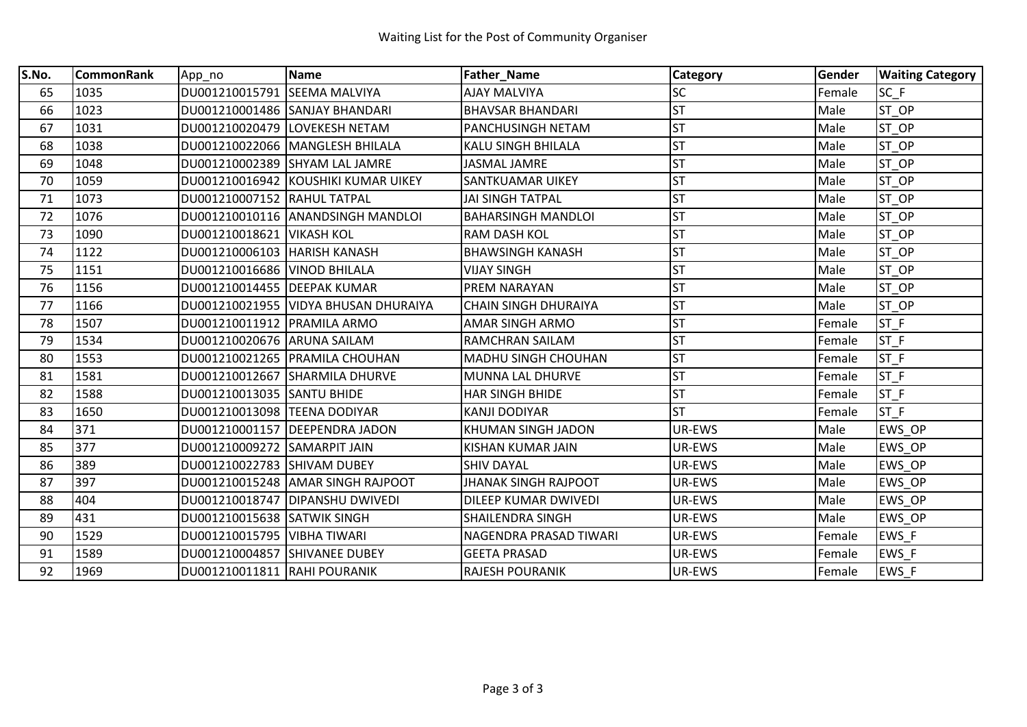Waiting List for the Post of Community Organiser

| S.No. | CommonRank | App_no | Name | Father_Name | Category | Gender | Waiting Category |
|---|---|---|---|---|---|---|---|
| 65 | 1035 | DU001210015791 | SEEMA MALVIYA | AJAY MALVIYA | SC | Female | SC_F |
| 66 | 1023 | DU001210001486 | SANJAY BHANDARI | BHAVSAR BHANDARI | ST | Male | ST_OP |
| 67 | 1031 | DU001210020479 | LOVEKESH NETAM | PANCHUSINGH NETAM | ST | Male | ST_OP |
| 68 | 1038 | DU001210022066 | MANGLESH BHILALA | KALU SINGH BHILALA | ST | Male | ST_OP |
| 69 | 1048 | DU001210002389 | SHYAM LAL JAMRE | JASMAL JAMRE | ST | Male | ST_OP |
| 70 | 1059 | DU001210016942 | KOUSHIKI KUMAR UIKEY | SANTKUAMAR UIKEY | ST | Male | ST_OP |
| 71 | 1073 | DU001210007152 | RAHUL TATPAL | JAI SINGH TATPAL | ST | Male | ST_OP |
| 72 | 1076 | DU001210010116 | ANANDSINGH MANDLOI | BAHARSINGH MANDLOI | ST | Male | ST_OP |
| 73 | 1090 | DU001210018621 | VIKASH KOL | RAM DASH KOL | ST | Male | ST_OP |
| 74 | 1122 | DU001210006103 | HARISH KANASH | BHAWSINGH KANASH | ST | Male | ST_OP |
| 75 | 1151 | DU001210016686 | VINOD BHILALA | VIJAY SINGH | ST | Male | ST_OP |
| 76 | 1156 | DU001210014455 | DEEPAK KUMAR | PREM NARAYAN | ST | Male | ST_OP |
| 77 | 1166 | DU001210021955 | VIDYA BHUSAN DHURAIYA | CHAIN SINGH DHURAIYA | ST | Male | ST_OP |
| 78 | 1507 | DU001210011912 | PRAMILA ARMO | AMAR SINGH ARMO | ST | Female | ST_F |
| 79 | 1534 | DU001210020676 | ARUNA SAILAM | RAMCHRAN SAILAM | ST | Female | ST_F |
| 80 | 1553 | DU001210021265 | PRAMILA CHOUHAN | MADHU SINGH CHOUHAN | ST | Female | ST_F |
| 81 | 1581 | DU001210012667 | SHARMILA DHURVE | MUNNA LAL DHURVE | ST | Female | ST_F |
| 82 | 1588 | DU001210013035 | SANTU BHIDE | HAR SINGH BHIDE | ST | Female | ST_F |
| 83 | 1650 | DU001210013098 | TEENA DODIYAR | KANJI DODIYAR | ST | Female | ST_F |
| 84 | 371 | DU001210001157 | DEEPENDRA JADON | KHUMAN SINGH JADON | UR-EWS | Male | EWS_OP |
| 85 | 377 | DU001210009272 | SAMARPIT JAIN | KISHAN KUMAR JAIN | UR-EWS | Male | EWS_OP |
| 86 | 389 | DU001210022783 | SHIVAM DUBEY | SHIV DAYAL | UR-EWS | Male | EWS_OP |
| 87 | 397 | DU001210015248 | AMAR SINGH RAJPOOT | JHANAK SINGH RAJPOOT | UR-EWS | Male | EWS_OP |
| 88 | 404 | DU001210018747 | DIPANSHU DWIVEDI | DILEEP KUMAR DWIVEDI | UR-EWS | Male | EWS_OP |
| 89 | 431 | DU001210015638 | SATWIK SINGH | SHAILENDRA SINGH | UR-EWS | Male | EWS_OP |
| 90 | 1529 | DU001210015795 | VIBHA TIWARI | NAGENDRA PRASAD TIWARI | UR-EWS | Female | EWS_F |
| 91 | 1589 | DU001210004857 | SHIVANEE DUBEY | GEETA PRASAD | UR-EWS | Female | EWS_F |
| 92 | 1969 | DU001210011811 | RAHI POURANIK | RAJESH POURANIK | UR-EWS | Female | EWS_F |